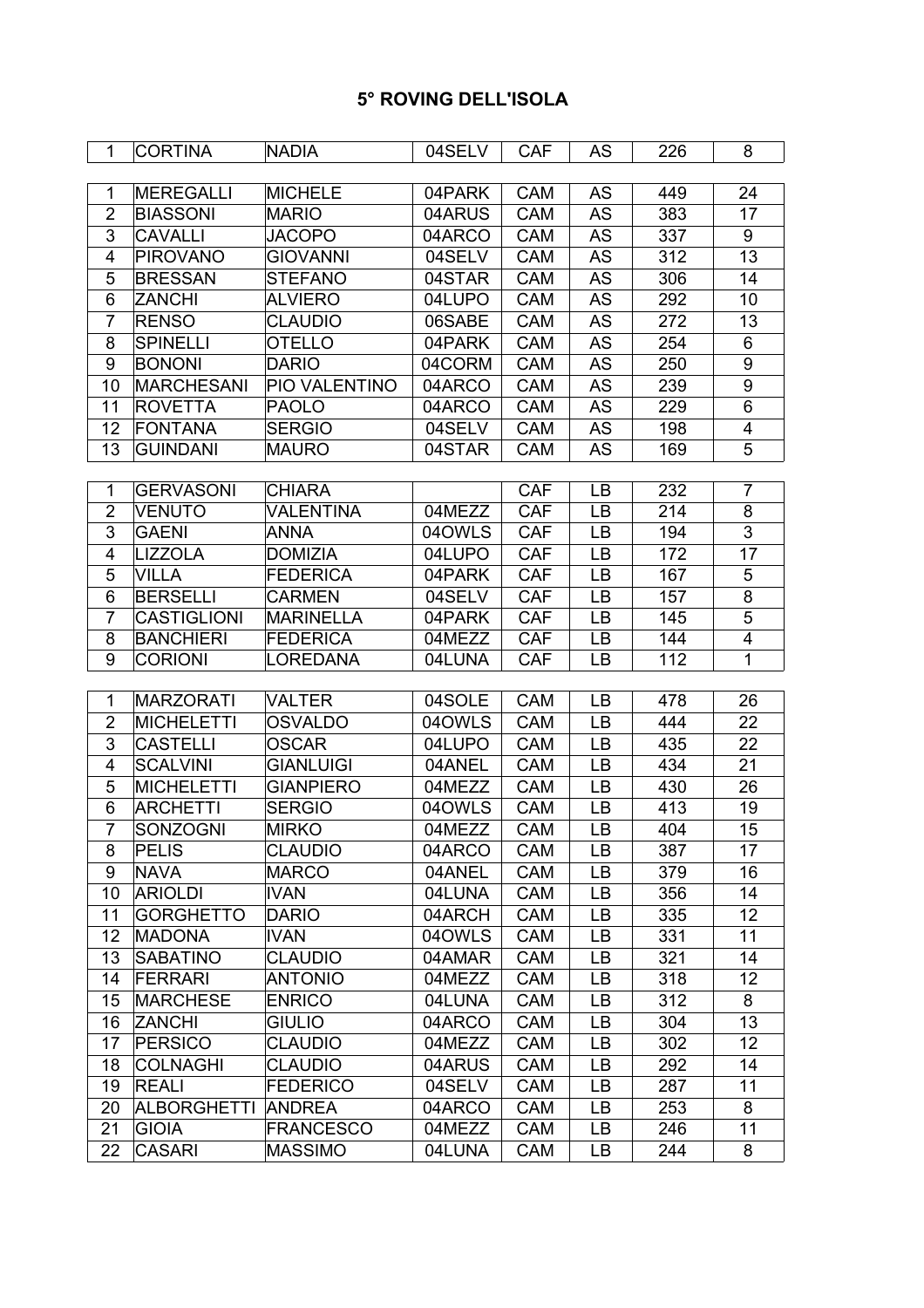# 5° ROVING DELL'ISOLA

| | | | | | | | |
|---|---|---|---|---|---|---|---|
| 1 | CORTINA | NADIA | 04SELV | CAF | AS | 226 | 8 |

| | | | | | | | |
|---|---|---|---|---|---|---|---|
| 1 | MEREGALLI | MICHELE | 04PARK | CAM | AS | 449 | 24 |
| 2 | BIASSONI | MARIO | 04ARUS | CAM | AS | 383 | 17 |
| 3 | CAVALLI | JACOPO | 04ARCO | CAM | AS | 337 | 9 |
| 4 | PIROVANO | GIOVANNI | 04SELV | CAM | AS | 312 | 13 |
| 5 | BRESSAN | STEFANO | 04STAR | CAM | AS | 306 | 14 |
| 6 | ZANCHI | ALVIERO | 04LUPO | CAM | AS | 292 | 10 |
| 7 | RENSO | CLAUDIO | 06SABE | CAM | AS | 272 | 13 |
| 8 | SPINELLI | OTELLO | 04PARK | CAM | AS | 254 | 6 |
| 9 | BONONI | DARIO | 04CORM | CAM | AS | 250 | 9 |
| 10 | MARCHESANI | PIO VALENTINO | 04ARCO | CAM | AS | 239 | 9 |
| 11 | ROVETTA | PAOLO | 04ARCO | CAM | AS | 229 | 6 |
| 12 | FONTANA | SERGIO | 04SELV | CAM | AS | 198 | 4 |
| 13 | GUINDANI | MAURO | 04STAR | CAM | AS | 169 | 5 |

| | | | | | | | |
|---|---|---|---|---|---|---|---|
| 1 | GERVASONI | CHIARA | | CAF | LB | 232 | 7 |
| 2 | VENUTO | VALENTINA | 04MEZZ | CAF | LB | 214 | 8 |
| 3 | GAENI | ANNA | 04OWLS | CAF | LB | 194 | 3 |
| 4 | LIZZOLA | DOMIZIA | 04LUPO | CAF | LB | 172 | 17 |
| 5 | VILLA | FEDERICA | 04PARK | CAF | LB | 167 | 5 |
| 6 | BERSELLI | CARMEN | 04SELV | CAF | LB | 157 | 8 |
| 7 | CASTIGLIONI | MARINELLA | 04PARK | CAF | LB | 145 | 5 |
| 8 | BANCHIERI | FEDERICA | 04MEZZ | CAF | LB | 144 | 4 |
| 9 | CORIONI | LOREDANA | 04LUNA | CAF | LB | 112 | 1 |

| | | | | | | | |
|---|---|---|---|---|---|---|---|
| 1 | MARZORATI | VALTER | 04SOLE | CAM | LB | 478 | 26 |
| 2 | MICHELETTI | OSVALDO | 04OWLS | CAM | LB | 444 | 22 |
| 3 | CASTELLI | OSCAR | 04LUPO | CAM | LB | 435 | 22 |
| 4 | SCALVINI | GIANLUIGI | 04ANEL | CAM | LB | 434 | 21 |
| 5 | MICHELETTI | GIANPIERO | 04MEZZ | CAM | LB | 430 | 26 |
| 6 | ARCHETTI | SERGIO | 04OWLS | CAM | LB | 413 | 19 |
| 7 | SONZOGNI | MIRKO | 04MEZZ | CAM | LB | 404 | 15 |
| 8 | PELIS | CLAUDIO | 04ARCO | CAM | LB | 387 | 17 |
| 9 | NAVA | MARCO | 04ANEL | CAM | LB | 379 | 16 |
| 10 | ARIOLDI | IVAN | 04LUNA | CAM | LB | 356 | 14 |
| 11 | GORGHETTO | DARIO | 04ARCH | CAM | LB | 335 | 12 |
| 12 | MADONA | IVAN | 04OWLS | CAM | LB | 331 | 11 |
| 13 | SABATINO | CLAUDIO | 04AMAR | CAM | LB | 321 | 14 |
| 14 | FERRARI | ANTONIO | 04MEZZ | CAM | LB | 318 | 12 |
| 15 | MARCHESE | ENRICO | 04LUNA | CAM | LB | 312 | 8 |
| 16 | ZANCHI | GIULIO | 04ARCO | CAM | LB | 304 | 13 |
| 17 | PERSICO | CLAUDIO | 04MEZZ | CAM | LB | 302 | 12 |
| 18 | COLNAGHI | CLAUDIO | 04ARUS | CAM | LB | 292 | 14 |
| 19 | REALI | FEDERICO | 04SELV | CAM | LB | 287 | 11 |
| 20 | ALBORGHETTI | ANDREA | 04ARCO | CAM | LB | 253 | 8 |
| 21 | GIOIA | FRANCESCO | 04MEZZ | CAM | LB | 246 | 11 |
| 22 | CASARI | MASSIMO | 04LUNA | CAM | LB | 244 | 8 |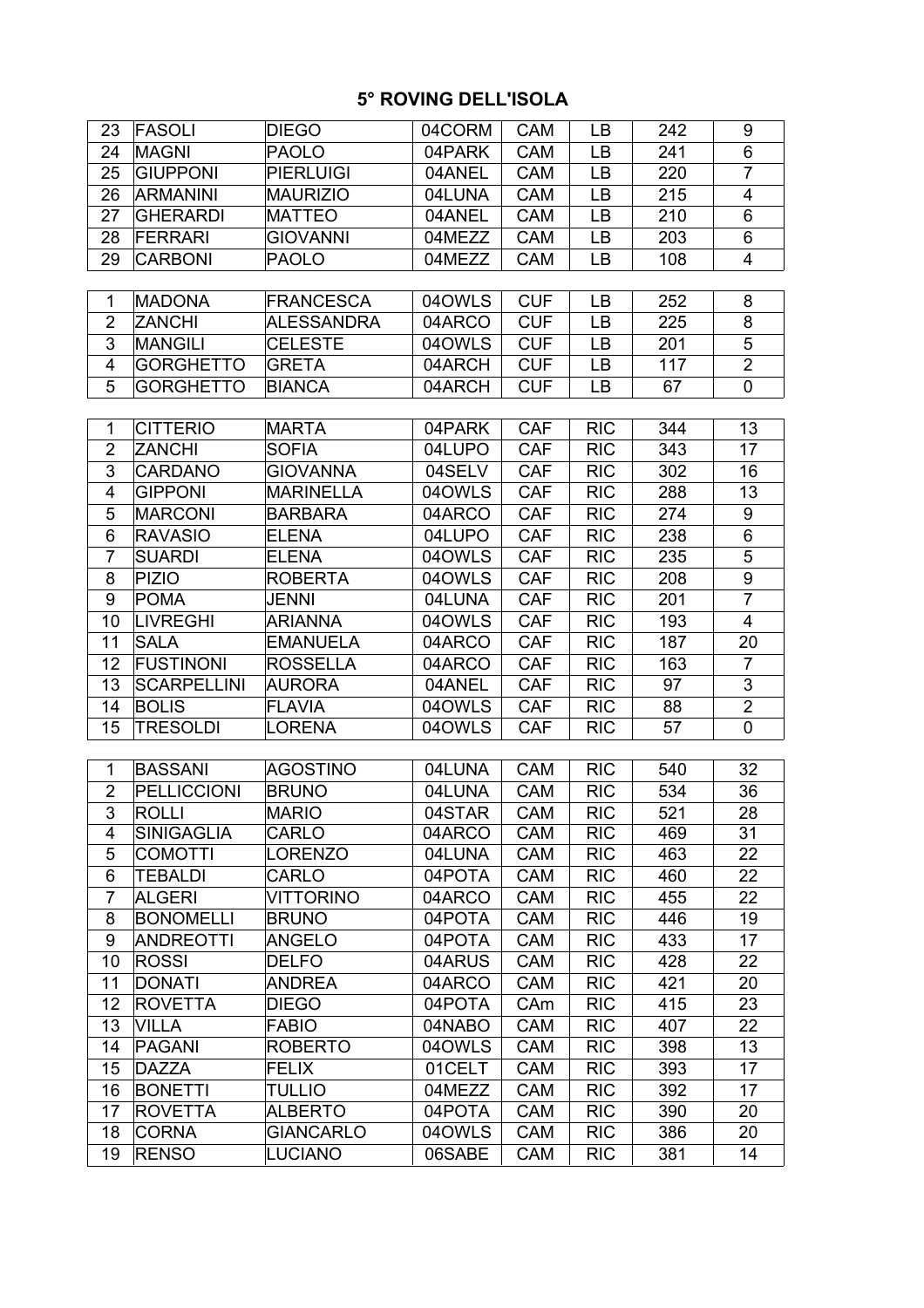## 5° ROVING DELL'ISOLA

| | | | | | | | |
|---|---|---|---|---|---|---|---|
| 23 | FASOLI | DIEGO | 04CORM | CAM | LB | 242 | 9 |
| 24 | MAGNI | PAOLO | 04PARK | CAM | LB | 241 | 6 |
| 25 | GIUPPONI | PIERLUIGI | 04ANEL | CAM | LB | 220 | 7 |
| 26 | ARMANINI | MAURIZIO | 04LUNA | CAM | LB | 215 | 4 |
| 27 | GHERARDI | MATTEO | 04ANEL | CAM | LB | 210 | 6 |
| 28 | FERRARI | GIOVANNI | 04MEZZ | CAM | LB | 203 | 6 |
| 29 | CARBONI | PAOLO | 04MEZZ | CAM | LB | 108 | 4 |

| | | | | | | | |
|---|---|---|---|---|---|---|---|
| 1 | MADONA | FRANCESCA | 04OWLS | CUF | LB | 252 | 8 |
| 2 | ZANCHI | ALESSANDRA | 04ARCO | CUF | LB | 225 | 8 |
| 3 | MANGILI | CELESTE | 04OWLS | CUF | LB | 201 | 5 |
| 4 | GORGHETTO | GRETA | 04ARCH | CUF | LB | 117 | 2 |
| 5 | GORGHETTO | BIANCA | 04ARCH | CUF | LB | 67 | 0 |

| | | | | | | | |
|---|---|---|---|---|---|---|---|
| 1 | CITTERIO | MARTA | 04PARK | CAF | RIC | 344 | 13 |
| 2 | ZANCHI | SOFIA | 04LUPO | CAF | RIC | 343 | 17 |
| 3 | CARDANO | GIOVANNA | 04SELV | CAF | RIC | 302 | 16 |
| 4 | GIPPONI | MARINELLA | 04OWLS | CAF | RIC | 288 | 13 |
| 5 | MARCONI | BARBARA | 04ARCO | CAF | RIC | 274 | 9 |
| 6 | RAVASIO | ELENA | 04LUPO | CAF | RIC | 238 | 6 |
| 7 | SUARDI | ELENA | 04OWLS | CAF | RIC | 235 | 5 |
| 8 | PIZIO | ROBERTA | 04OWLS | CAF | RIC | 208 | 9 |
| 9 | POMA | JENNI | 04LUNA | CAF | RIC | 201 | 7 |
| 10 | LIVREGHI | ARIANNA | 04OWLS | CAF | RIC | 193 | 4 |
| 11 | SALA | EMANUELA | 04ARCO | CAF | RIC | 187 | 20 |
| 12 | FUSTINONI | ROSSELLA | 04ARCO | CAF | RIC | 163 | 7 |
| 13 | SCARPELLINI | AURORA | 04ANEL | CAF | RIC | 97 | 3 |
| 14 | BOLIS | FLAVIA | 04OWLS | CAF | RIC | 88 | 2 |
| 15 | TRESOLDI | LORENA | 04OWLS | CAF | RIC | 57 | 0 |

| | | | | | | | |
|---|---|---|---|---|---|---|---|
| 1 | BASSANI | AGOSTINO | 04LUNA | CAM | RIC | 540 | 32 |
| 2 | PELLICCIONI | BRUNO | 04LUNA | CAM | RIC | 534 | 36 |
| 3 | ROLLI | MARIO | 04STAR | CAM | RIC | 521 | 28 |
| 4 | SINIGAGLIA | CARLO | 04ARCO | CAM | RIC | 469 | 31 |
| 5 | COMOTTI | LORENZO | 04LUNA | CAM | RIC | 463 | 22 |
| 6 | TEBALDI | CARLO | 04POTA | CAM | RIC | 460 | 22 |
| 7 | ALGERI | VITTORINO | 04ARCO | CAM | RIC | 455 | 22 |
| 8 | BONOMELLI | BRUNO | 04POTA | CAM | RIC | 446 | 19 |
| 9 | ANDREOTTI | ANGELO | 04POTA | CAM | RIC | 433 | 17 |
| 10 | ROSSI | DELFO | 04ARUS | CAM | RIC | 428 | 22 |
| 11 | DONATI | ANDREA | 04ARCO | CAM | RIC | 421 | 20 |
| 12 | ROVETTA | DIEGO | 04POTA | CAm | RIC | 415 | 23 |
| 13 | VILLA | FABIO | 04NABO | CAM | RIC | 407 | 22 |
| 14 | PAGANI | ROBERTO | 04OWLS | CAM | RIC | 398 | 13 |
| 15 | DAZZA | FELIX | 01CELT | CAM | RIC | 393 | 17 |
| 16 | BONETTI | TULLIO | 04MEZZ | CAM | RIC | 392 | 17 |
| 17 | ROVETTA | ALBERTO | 04POTA | CAM | RIC | 390 | 20 |
| 18 | CORNA | GIANCARLO | 04OWLS | CAM | RIC | 386 | 20 |
| 19 | RENSO | LUCIANO | 06SABE | CAM | RIC | 381 | 14 |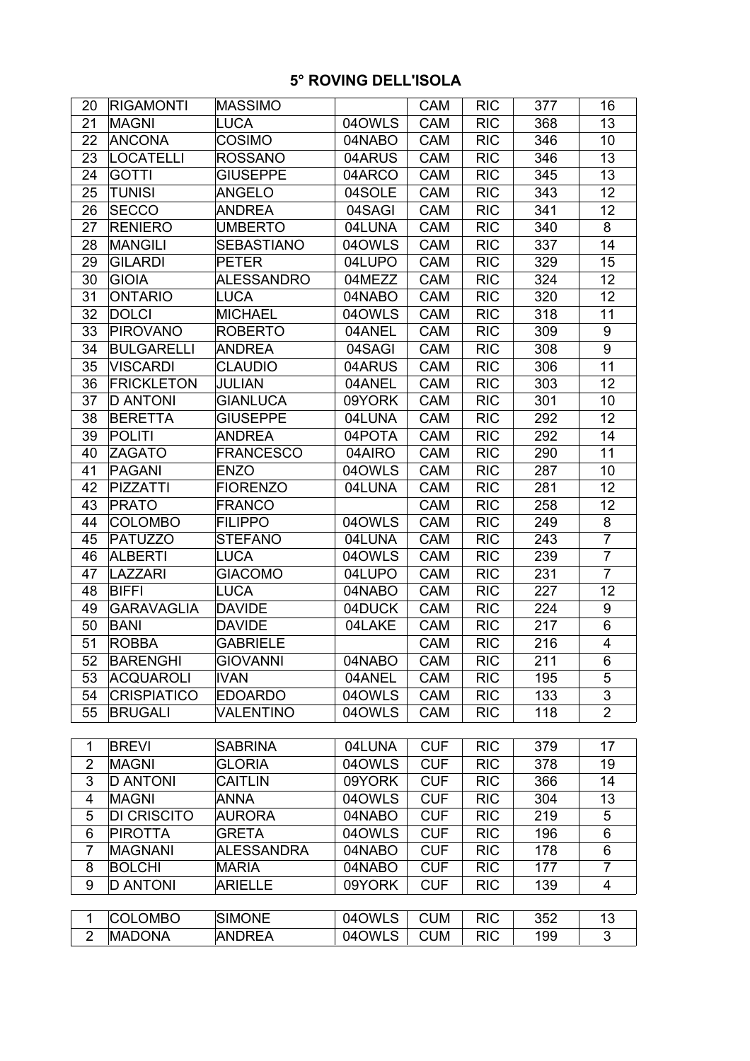## 5° ROVING DELL'ISOLA

| | | | | | | | |
|---|---|---|---|---|---|---|---|
| 20 | RIGAMONTI | MASSIMO | | CAM | RIC | 377 | 16 |
| 21 | MAGNI | LUCA | 04OWLS | CAM | RIC | 368 | 13 |
| 22 | ANCONA | COSIMO | 04NABO | CAM | RIC | 346 | 10 |
| 23 | LOCATELLI | ROSSANO | 04ARUS | CAM | RIC | 346 | 13 |
| 24 | GOTTI | GIUSEPPE | 04ARCO | CAM | RIC | 345 | 13 |
| 25 | TUNISI | ANGELO | 04SOLE | CAM | RIC | 343 | 12 |
| 26 | SECCO | ANDREA | 04SAGI | CAM | RIC | 341 | 12 |
| 27 | RENIERO | UMBERTO | 04LUNA | CAM | RIC | 340 | 8 |
| 28 | MANGILI | SEBASTIANO | 04OWLS | CAM | RIC | 337 | 14 |
| 29 | GILARDI | PETER | 04LUPO | CAM | RIC | 329 | 15 |
| 30 | GIOIA | ALESSANDRO | 04MEZZ | CAM | RIC | 324 | 12 |
| 31 | ONTARIO | LUCA | 04NABO | CAM | RIC | 320 | 12 |
| 32 | DOLCI | MICHAEL | 04OWLS | CAM | RIC | 318 | 11 |
| 33 | PIROVANO | ROBERTO | 04ANEL | CAM | RIC | 309 | 9 |
| 34 | BULGARELLI | ANDREA | 04SAGI | CAM | RIC | 308 | 9 |
| 35 | VISCARDI | CLAUDIO | 04ARUS | CAM | RIC | 306 | 11 |
| 36 | FRICKLETON | JULIAN | 04ANEL | CAM | RIC | 303 | 12 |
| 37 | D ANTONI | GIANLUCA | 09YORK | CAM | RIC | 301 | 10 |
| 38 | BERETTA | GIUSEPPE | 04LUNA | CAM | RIC | 292 | 12 |
| 39 | POLITI | ANDREA | 04POTA | CAM | RIC | 292 | 14 |
| 40 | ZAGATO | FRANCESCO | 04AIRO | CAM | RIC | 290 | 11 |
| 41 | PAGANI | ENZO | 04OWLS | CAM | RIC | 287 | 10 |
| 42 | PIZZATTI | FIORENZO | 04LUNA | CAM | RIC | 281 | 12 |
| 43 | PRATO | FRANCO | | CAM | RIC | 258 | 12 |
| 44 | COLOMBO | FILIPPO | 04OWLS | CAM | RIC | 249 | 8 |
| 45 | PATUZZO | STEFANO | 04LUNA | CAM | RIC | 243 | 7 |
| 46 | ALBERTI | LUCA | 04OWLS | CAM | RIC | 239 | 7 |
| 47 | LAZZARI | GIACOMO | 04LUPO | CAM | RIC | 231 | 7 |
| 48 | BIFFI | LUCA | 04NABO | CAM | RIC | 227 | 12 |
| 49 | GARAVAGLIA | DAVIDE | 04DUCK | CAM | RIC | 224 | 9 |
| 50 | BANI | DAVIDE | 04LAKE | CAM | RIC | 217 | 6 |
| 51 | ROBBA | GABRIELE | | CAM | RIC | 216 | 4 |
| 52 | BARENGHI | GIOVANNI | 04NABO | CAM | RIC | 211 | 6 |
| 53 | ACQUAROLI | IVAN | 04ANEL | CAM | RIC | 195 | 5 |
| 54 | CRISPIATICO | EDOARDO | 04OWLS | CAM | RIC | 133 | 3 |
| 55 | BRUGALI | VALENTINO | 04OWLS | CAM | RIC | 118 | 2 |

| | | | | | | | |
|---|---|---|---|---|---|---|---|
| 1 | BREVI | SABRINA | 04LUNA | CUF | RIC | 379 | 17 |
| 2 | MAGNI | GLORIA | 04OWLS | CUF | RIC | 378 | 19 |
| 3 | D ANTONI | CAITLIN | 09YORK | CUF | RIC | 366 | 14 |
| 4 | MAGNI | ANNA | 04OWLS | CUF | RIC | 304 | 13 |
| 5 | DI CRISCITO | AURORA | 04NABO | CUF | RIC | 219 | 5 |
| 6 | PIROTTA | GRETA | 04OWLS | CUF | RIC | 196 | 6 |
| 7 | MAGNANI | ALESSANDRA | 04NABO | CUF | RIC | 178 | 6 |
| 8 | BOLCHI | MARIA | 04NABO | CUF | RIC | 177 | 7 |
| 9 | D ANTONI | ARIELLE | 09YORK | CUF | RIC | 139 | 4 |

| | | | | | | | |
|---|---|---|---|---|---|---|---|
| 1 | COLOMBO | SIMONE | 04OWLS | CUM | RIC | 352 | 13 |
| 2 | MADONA | ANDREA | 04OWLS | CUM | RIC | 199 | 3 |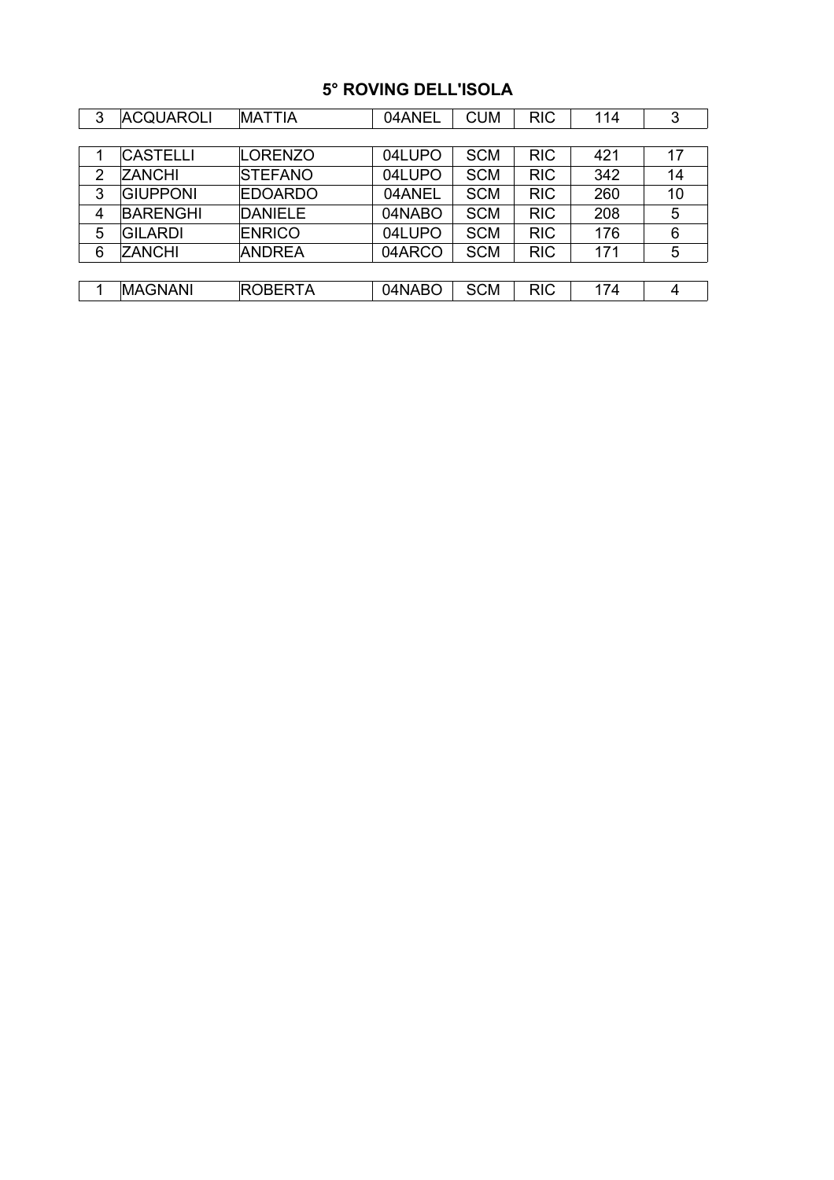# 5° ROVING DELL'ISOLA

| | | | | | | | |
|---|---|---|---|---|---|---|---|
| 3 | ACQUAROLI | MATTIA | 04ANEL | CUM | RIC | 114 | 3 |

| | | | | | | | |
|---|---|---|---|---|---|---|---|
| 1 | CASTELLI | LORENZO | 04LUPO | SCM | RIC | 421 | 17 |
| 2 | ZANCHI | STEFANO | 04LUPO | SCM | RIC | 342 | 14 |
| 3 | GIUPPONI | EDOARDO | 04ANEL | SCM | RIC | 260 | 10 |
| 4 | BARENGHI | DANIELE | 04NABO | SCM | RIC | 208 | 5 |
| 5 | GILARDI | ENRICO | 04LUPO | SCM | RIC | 176 | 6 |
| 6 | ZANCHI | ANDREA | 04ARCO | SCM | RIC | 171 | 5 |

| | | | | | | | |
|---|---|---|---|---|---|---|---|
| 1 | MAGNANI | ROBERTA | 04NABO | SCM | RIC | 174 | 4 |